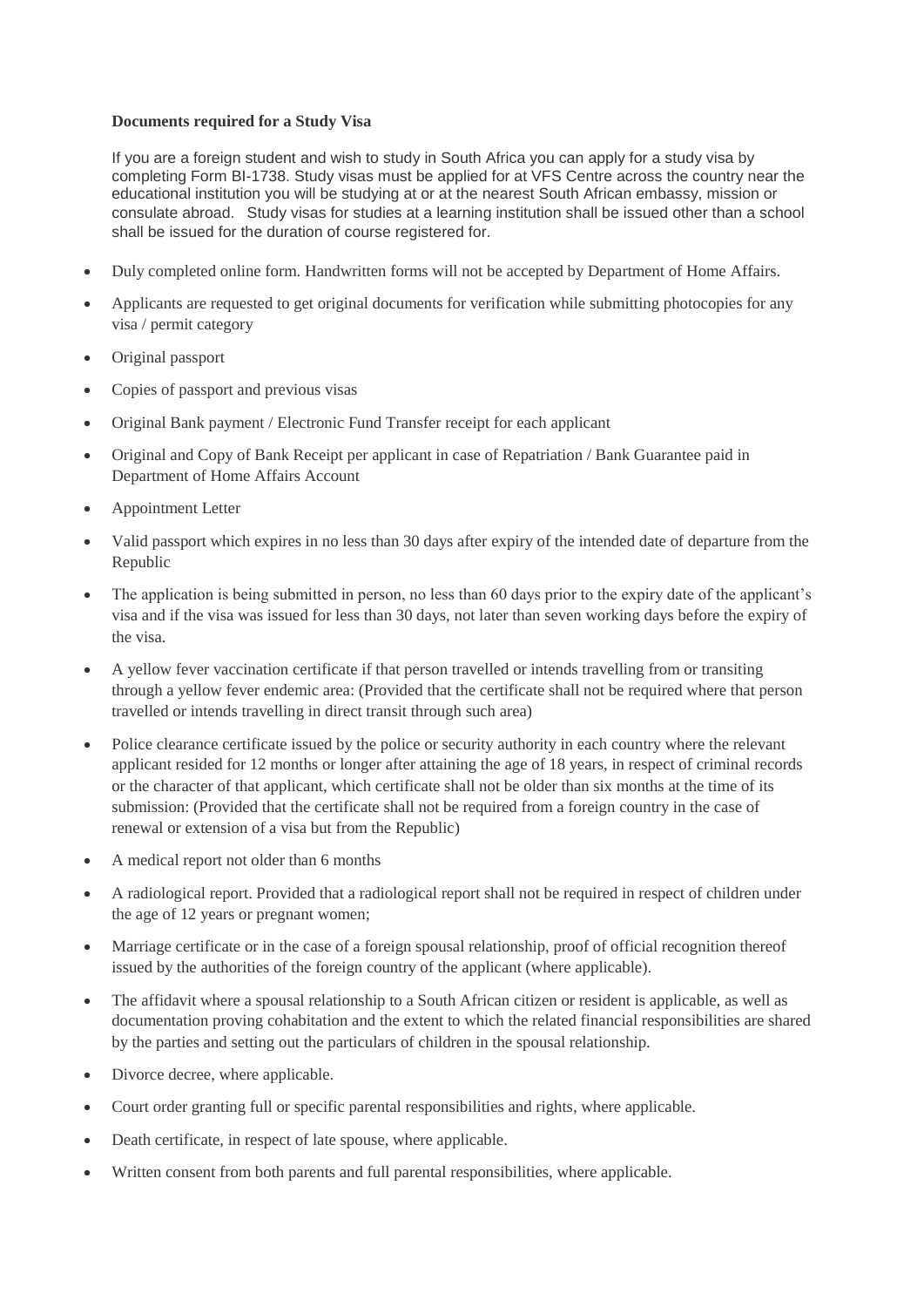**Documents required for a Study Visa**

If you are a foreign student and wish to study in South Africa you can apply for a study visa by completing Form BI-1738. Study visas must be applied for at VFS Centre across the country near the educational institution you will be studying at or at the nearest South African embassy, mission or consulate abroad. Study visas for studies at a learning institution shall be issued other than a school shall be issued for the duration of course registered for.

- Duly completed online form. Handwritten forms will not be accepted by Department of Home Affairs.
- Applicants are requested to get original documents for verification while submitting photocopies for any visa / permit category
- Original passport
- Copies of passport and previous visas
- Original Bank payment / Electronic Fund Transfer receipt for each applicant
- Original and Copy of Bank Receipt per applicant in case of Repatriation / Bank Guarantee paid in Department of Home Affairs Account
- Appointment Letter
- Valid passport which expires in no less than 30 days after expiry of the intended date of departure from the Republic
- The application is being submitted in person, no less than 60 days prior to the expiry date of the applicant's visa and if the visa was issued for less than 30 days, not later than seven working days before the expiry of the visa.
- A yellow fever vaccination certificate if that person travelled or intends travelling from or transiting through a yellow fever endemic area: (Provided that the certificate shall not be required where that person travelled or intends travelling in direct transit through such area)
- Police clearance certificate issued by the police or security authority in each country where the relevant applicant resided for 12 months or longer after attaining the age of 18 years, in respect of criminal records or the character of that applicant, which certificate shall not be older than six months at the time of its submission: (Provided that the certificate shall not be required from a foreign country in the case of renewal or extension of a visa but from the Republic)
- A medical report not older than 6 months
- A radiological report. Provided that a radiological report shall not be required in respect of children under the age of 12 years or pregnant women;
- Marriage certificate or in the case of a foreign spousal relationship, proof of official recognition thereof issued by the authorities of the foreign country of the applicant (where applicable).
- The affidavit where a spousal relationship to a South African citizen or resident is applicable, as well as documentation proving cohabitation and the extent to which the related financial responsibilities are shared by the parties and setting out the particulars of children in the spousal relationship.
- Divorce decree, where applicable.
- Court order granting full or specific parental responsibilities and rights, where applicable.
- Death certificate, in respect of late spouse, where applicable.
- Written consent from both parents and full parental responsibilities, where applicable.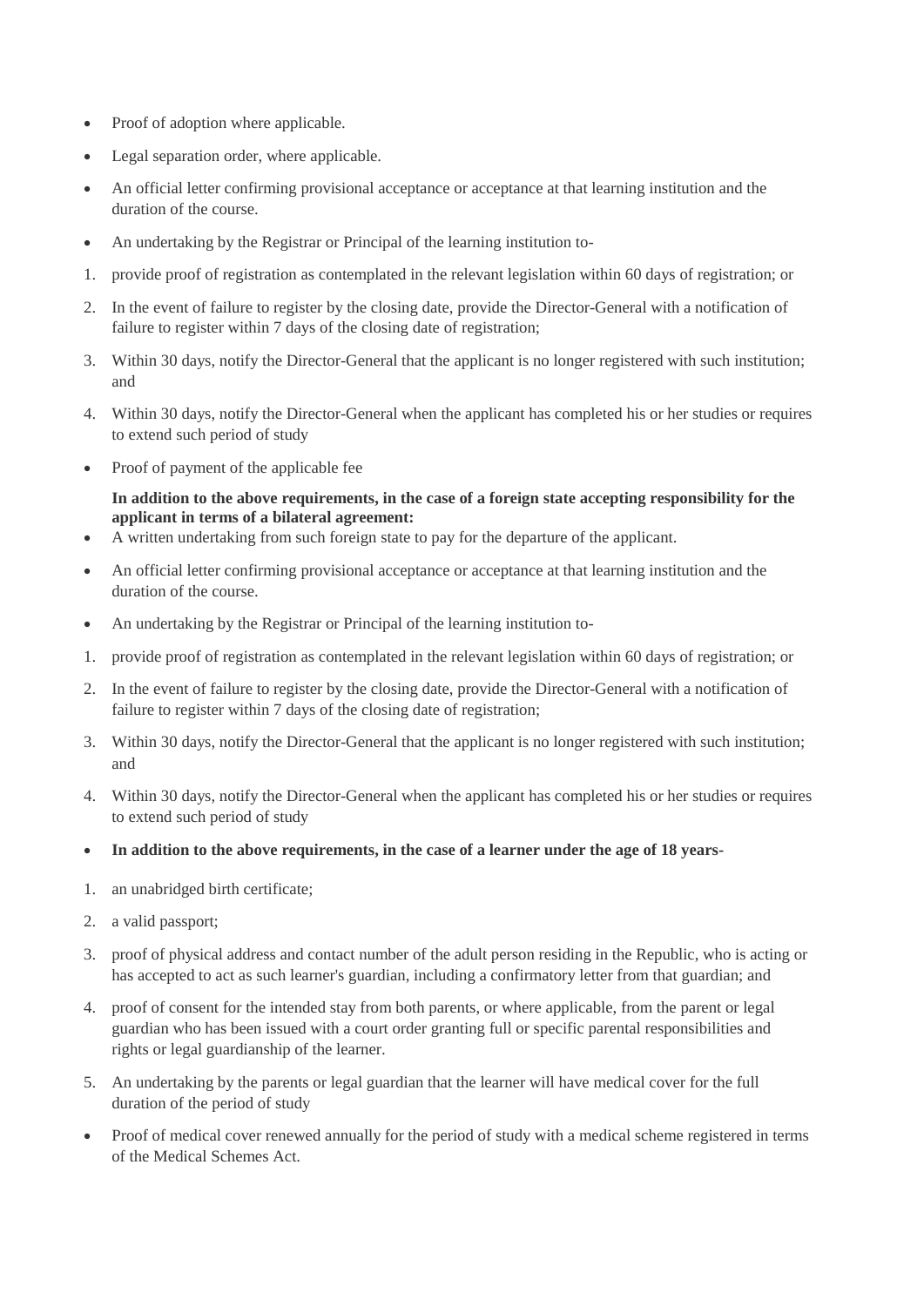- Proof of adoption where applicable.
- Legal separation order, where applicable.
- An official letter confirming provisional acceptance or acceptance at that learning institution and the duration of the course.
- An undertaking by the Registrar or Principal of the learning institution to-

1. provide proof of registration as contemplated in the relevant legislation within 60 days of registration; or
2. In the event of failure to register by the closing date, provide the Director-General with a notification of failure to register within 7 days of the closing date of registration;
3. Within 30 days, notify the Director-General that the applicant is no longer registered with such institution; and
4. Within 30 days, notify the Director-General when the applicant has completed his or her studies or requires to extend such period of study

- Proof of payment of the applicable fee

**In addition to the above requirements, in the case of a foreign state accepting responsibility for the applicant in terms of a bilateral agreement:**

- A written undertaking from such foreign state to pay for the departure of the applicant.
- An official letter confirming provisional acceptance or acceptance at that learning institution and the duration of the course.
- An undertaking by the Registrar or Principal of the learning institution to-

1. provide proof of registration as contemplated in the relevant legislation within 60 days of registration; or
2. In the event of failure to register by the closing date, provide the Director-General with a notification of failure to register within 7 days of the closing date of registration;
3. Within 30 days, notify the Director-General that the applicant is no longer registered with such institution; and
4. Within 30 days, notify the Director-General when the applicant has completed his or her studies or requires to extend such period of study

- **In addition to the above requirements, in the case of a learner under the age of 18 years-**

1. an unabridged birth certificate;
2. a valid passport;
3. proof of physical address and contact number of the adult person residing in the Republic, who is acting or has accepted to act as such learner's guardian, including a confirmatory letter from that guardian; and
4. proof of consent for the intended stay from both parents, or where applicable, from the parent or legal guardian who has been issued with a court order granting full or specific parental responsibilities and rights or legal guardianship of the learner.
5. An undertaking by the parents or legal guardian that the learner will have medical cover for the full duration of the period of study

- Proof of medical cover renewed annually for the period of study with a medical scheme registered in terms of the Medical Schemes Act.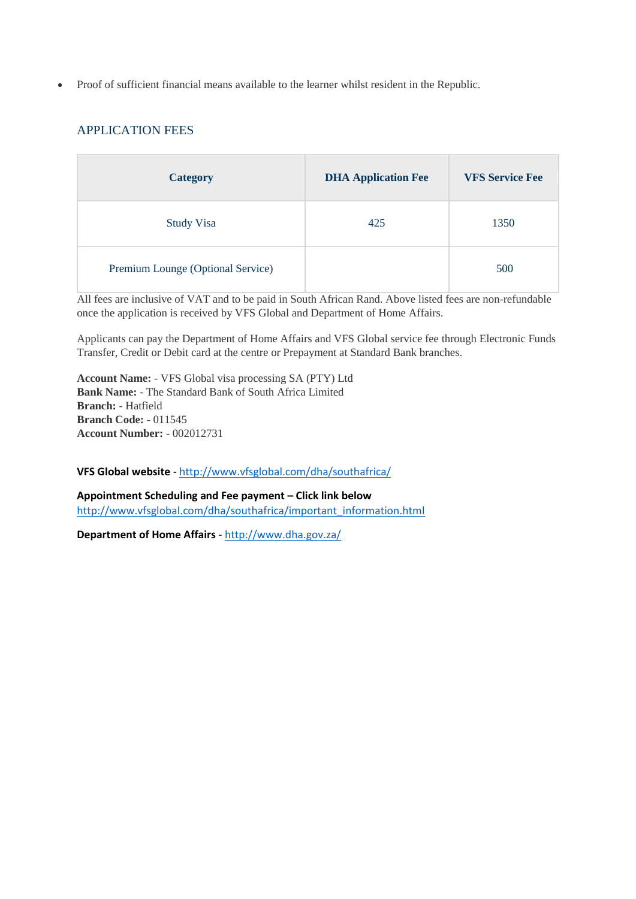- Proof of sufficient financial means available to the learner whilst resident in the Republic.

## APPLICATION FEES

| Category | DHA Application Fee | VFS Service Fee |
|---|---|---|
| Study Visa | 425 | 1350 |
| Premium Lounge (Optional Service) | | 500 |

All fees are inclusive of VAT and to be paid in South African Rand. Above listed fees are non-refundable once the application is received by VFS Global and Department of Home Affairs.

Applicants can pay the Department of Home Affairs and VFS Global service fee through Electronic Funds Transfer, Credit or Debit card at the centre or Prepayment at Standard Bank branches.

**Account Name:** - VFS Global visa processing SA (PTY) Ltd
**Bank Name:** - The Standard Bank of South Africa Limited
**Branch:** - Hatfield
**Branch Code:** - 011545
**Account Number:** - 002012731

**VFS Global website** - http://www.vfsglobal.com/dha/southafrica/

**Appointment Scheduling and Fee payment – Click link below**
http://www.vfsglobal.com/dha/southafrica/important_information.html

**Department of Home Affairs** - http://www.dha.gov.za/